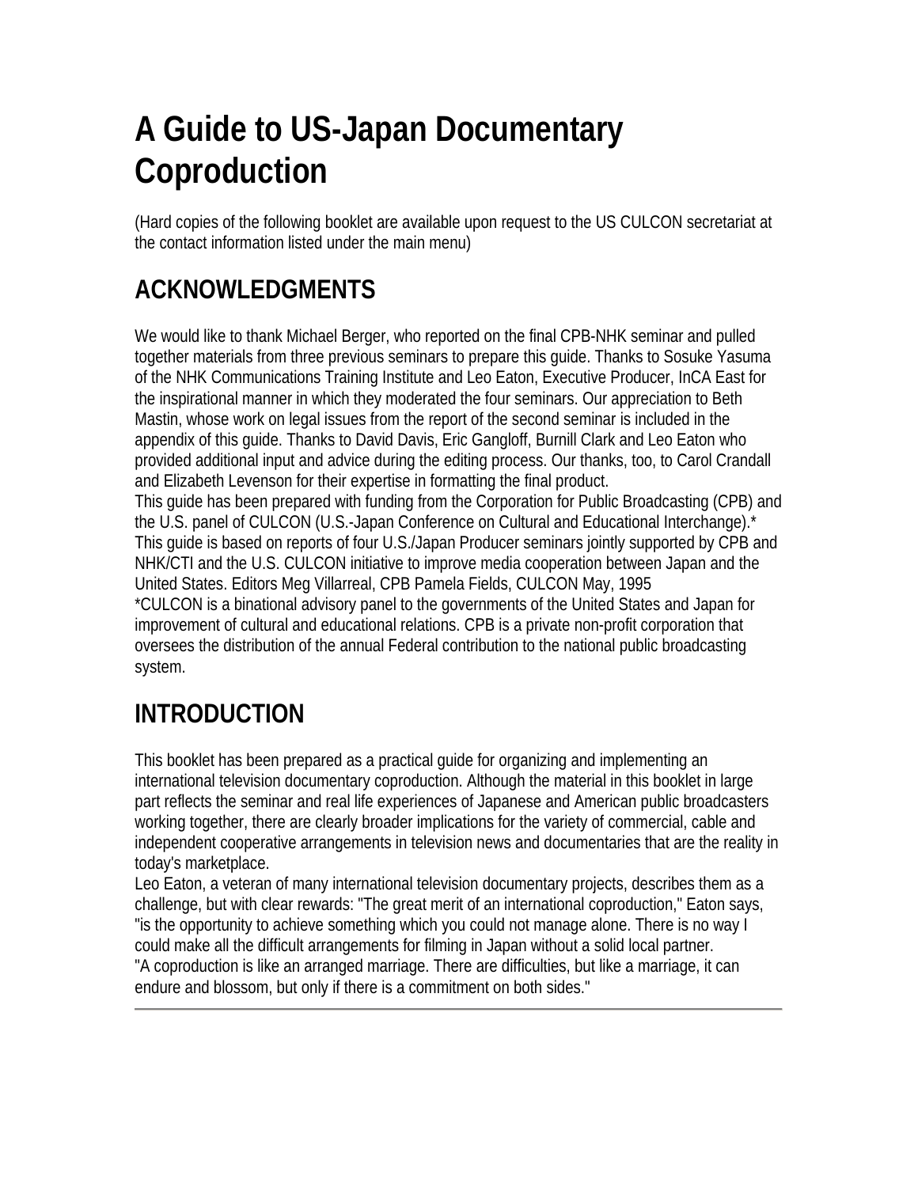# A Guide to US-Japan Documentary Coproduction

(Hard copies of the following booklet are available upon request to the US CULCON secretariat at the contact information listed under the main menu)

## ACKNOWLEDGMENTS

We would like to thank Michael Berger, who reported on the final CPB-NHK seminar and pulled together materials from three previous seminars to prepare this guide. Thanks to Sosuke Yasuma of the NHK Communications Training Institute and Leo Eaton, Executive Producer, InCA East for the inspirational manner in which they moderated the four seminars. Our appreciation to Beth Mastin, whose work on legal issues from the report of the second seminar is included in the appendix of this guide. Thanks to David Davis, Eric Gangloff, Burnill Clark and Leo Eaton who provided additional input and advice during the editing process. Our thanks, too, to Carol Crandall and Elizabeth Levenson for their expertise in formatting the final product.

This guide has been prepared with funding from the Corporation for Public Broadcasting (CPB) and the U.S. panel of CULCON (U.S.-Japan Conference on Cultural and Educational Interchange).* This guide is based on reports of four U.S./Japan Producer seminars jointly supported by CPB and NHK/CTI and the U.S. CULCON initiative to improve media cooperation between Japan and the United States. Editors Meg Villarreal, CPB Pamela Fields, CULCON May, 1995

*CULCON is a binational advisory panel to the governments of the United States and Japan for improvement of cultural and educational relations. CPB is a private non-profit corporation that oversees the distribution of the annual Federal contribution to the national public broadcasting system.

## INTRODUCTION

This booklet has been prepared as a practical guide for organizing and implementing an international television documentary coproduction. Although the material in this booklet in large part reflects the seminar and real life experiences of Japanese and American public broadcasters working together, there are clearly broader implications for the variety of commercial, cable and independent cooperative arrangements in television news and documentaries that are the reality in today's marketplace.

Leo Eaton, a veteran of many international television documentary projects, describes them as a challenge, but with clear rewards: "The great merit of an international coproduction," Eaton says, "is the opportunity to achieve something which you could not manage alone. There is no way I could make all the difficult arrangements for filming in Japan without a solid local partner.

"A coproduction is like an arranged marriage. There are difficulties, but like a marriage, it can endure and blossom, but only if there is a commitment on both sides."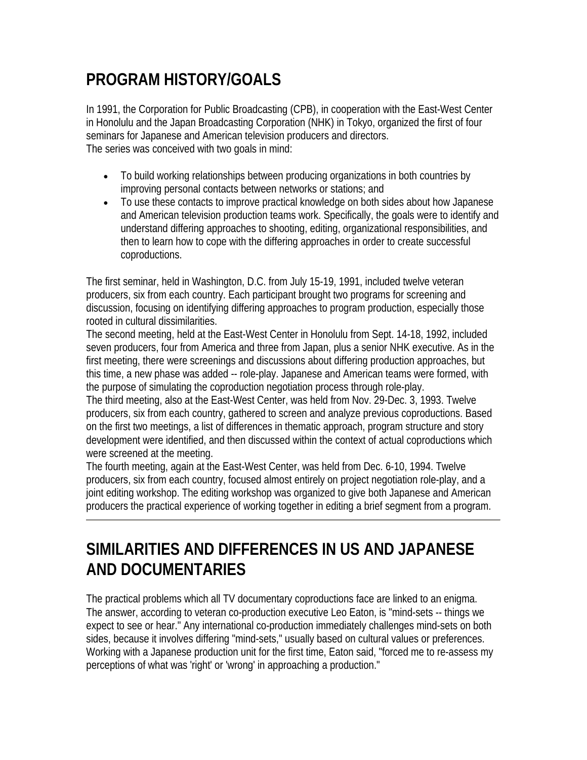## PROGRAM HISTORY/GOALS

In 1991, the Corporation for Public Broadcasting (CPB), in cooperation with the East-West Center in Honolulu and the Japan Broadcasting Corporation (NHK) in Tokyo, organized the first of four seminars for Japanese and American television producers and directors.
The series was conceived with two goals in mind:

- To build working relationships between producing organizations in both countries by improving personal contacts between networks or stations; and
- To use these contacts to improve practical knowledge on both sides about how Japanese and American television production teams work. Specifically, the goals were to identify and understand differing approaches to shooting, editing, organizational responsibilities, and then to learn how to cope with the differing approaches in order to create successful coproductions.

The first seminar, held in Washington, D.C. from July 15-19, 1991, included twelve veteran producers, six from each country. Each participant brought two programs for screening and discussion, focusing on identifying differing approaches to program production, especially those rooted in cultural dissimilarities.
The second meeting, held at the East-West Center in Honolulu from Sept. 14-18, 1992, included seven producers, four from America and three from Japan, plus a senior NHK executive. As in the first meeting, there were screenings and discussions about differing production approaches, but this time, a new phase was added -- role-play. Japanese and American teams were formed, with the purpose of simulating the coproduction negotiation process through role-play.
The third meeting, also at the East-West Center, was held from Nov. 29-Dec. 3, 1993. Twelve producers, six from each country, gathered to screen and analyze previous coproductions. Based on the first two meetings, a list of differences in thematic approach, program structure and story development were identified, and then discussed within the context of actual coproductions which were screened at the meeting.
The fourth meeting, again at the East-West Center, was held from Dec. 6-10, 1994. Twelve producers, six from each country, focused almost entirely on project negotiation role-play, and a joint editing workshop. The editing workshop was organized to give both Japanese and American producers the practical experience of working together in editing a brief segment from a program.

---

## SIMILARITIES AND DIFFERENCES IN US AND JAPANESE AND DOCUMENTARIES

The practical problems which all TV documentary coproductions face are linked to an enigma. The answer, according to veteran co-production executive Leo Eaton, is "mind-sets -- things we expect to see or hear." Any international co-production immediately challenges mind-sets on both sides, because it involves differing "mind-sets," usually based on cultural values or preferences. Working with a Japanese production unit for the first time, Eaton said, "forced me to re-assess my perceptions of what was 'right' or 'wrong' in approaching a production."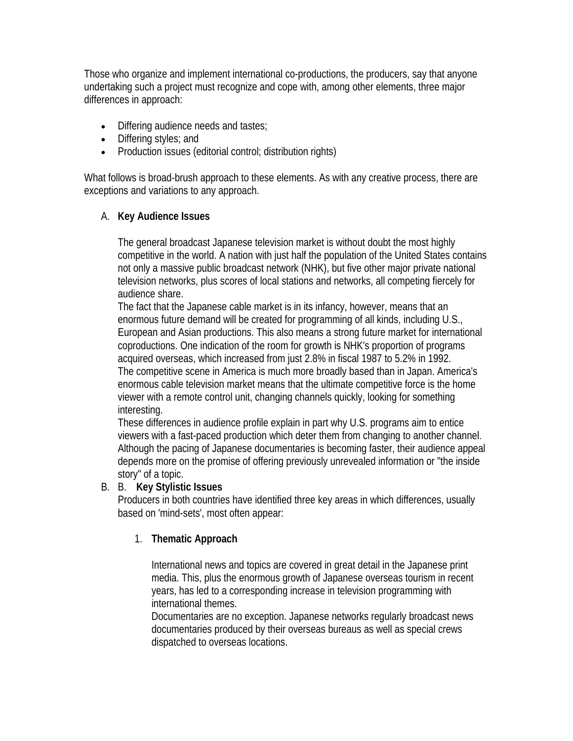Those who organize and implement international co-productions, the producers, say that anyone undertaking such a project must recognize and cope with, among other elements, three major differences in approach:

- Differing audience needs and tastes;
- Differing styles; and
- Production issues (editorial control; distribution rights)

What follows is broad-brush approach to these elements. As with any creative process, there are exceptions and variations to any approach.

A. **Key Audience Issues**

   The general broadcast Japanese television market is without doubt the most highly competitive in the world. A nation with just half the population of the United States contains not only a massive public broadcast network (NHK), but five other major private national television networks, plus scores of local stations and networks, all competing fiercely for audience share.

   The fact that the Japanese cable market is in its infancy, however, means that an enormous future demand will be created for programming of all kinds, including U.S., European and Asian productions. This also means a strong future market for international coproductions. One indication of the room for growth is NHK's proportion of programs acquired overseas, which increased from just 2.8% in fiscal 1987 to 5.2% in 1992.

   The competitive scene in America is much more broadly based than in Japan. America's enormous cable television market means that the ultimate competitive force is the home viewer with a remote control unit, changing channels quickly, looking for something interesting.

   These differences in audience profile explain in part why U.S. programs aim to entice viewers with a fast-paced production which deter them from changing to another channel. Although the pacing of Japanese documentaries is becoming faster, their audience appeal depends more on the promise of offering previously unrevealed information or "the inside story" of a topic.

B. B. **Key Stylistic Issues**

   Producers in both countries have identified three key areas in which differences, usually based on 'mind-sets', most often appear:

   1. **Thematic Approach**

      International news and topics are covered in great detail in the Japanese print media. This, plus the enormous growth of Japanese overseas tourism in recent years, has led to a corresponding increase in television programming with international themes.

      Documentaries are no exception. Japanese networks regularly broadcast news documentaries produced by their overseas bureaus as well as special crews dispatched to overseas locations.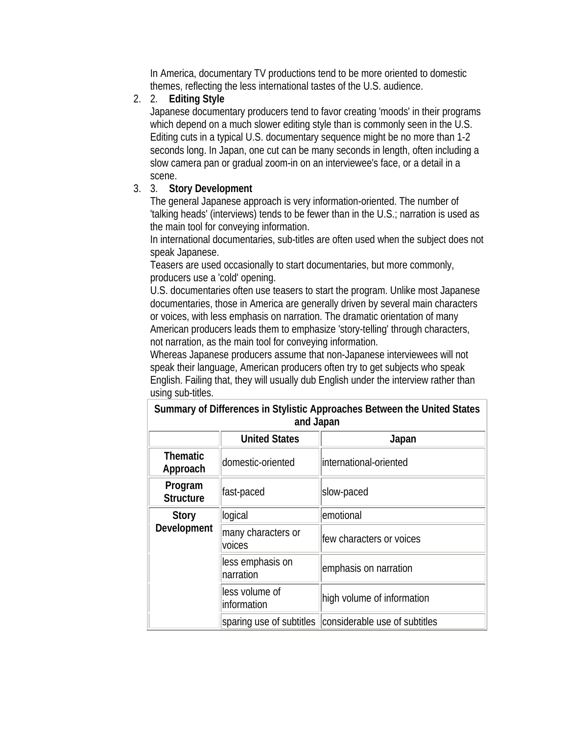In America, documentary TV productions tend to be more oriented to domestic themes, reflecting the less international tastes of the U.S. audience.

2. 2. **Editing Style**
   Japanese documentary producers tend to favor creating 'moods' in their programs which depend on a much slower editing style than is commonly seen in the U.S. Editing cuts in a typical U.S. documentary sequence might be no more than 1-2 seconds long. In Japan, one cut can be many seconds in length, often including a slow camera pan or gradual zoom-in on an interviewee's face, or a detail in a scene.
3. 3. **Story Development**
   The general Japanese approach is very information-oriented. The number of 'talking heads' (interviews) tends to be fewer than in the U.S.; narration is used as the main tool for conveying information.
   In international documentaries, sub-titles are often used when the subject does not speak Japanese.
   Teasers are used occasionally to start documentaries, but more commonly, producers use a 'cold' opening.
   U.S. documentaries often use teasers to start the program. Unlike most Japanese documentaries, those in America are generally driven by several main characters or voices, with less emphasis on narration. The dramatic orientation of many American producers leads them to emphasize 'story-telling' through characters, not narration, as the main tool for conveying information.
   Whereas Japanese producers assume that non-Japanese interviewees will not speak their language, American producers often try to get subjects who speak English. Failing that, they will usually dub English under the interview rather than using sub-titles.

**Summary of Differences in Stylistic Approaches Between the United States and Japan**

| | United States | Japan |
|---|---|---|
| **Thematic Approach** | domestic-oriented | international-oriented |
| **Program Structure** | fast-paced | slow-paced |
| **Story Development** | logical | emotional |
| | many characters or voices | few characters or voices |
| | less emphasis on narration | emphasis on narration |
| | less volume of information | high volume of information |
| | sparing use of subtitles | considerable use of subtitles |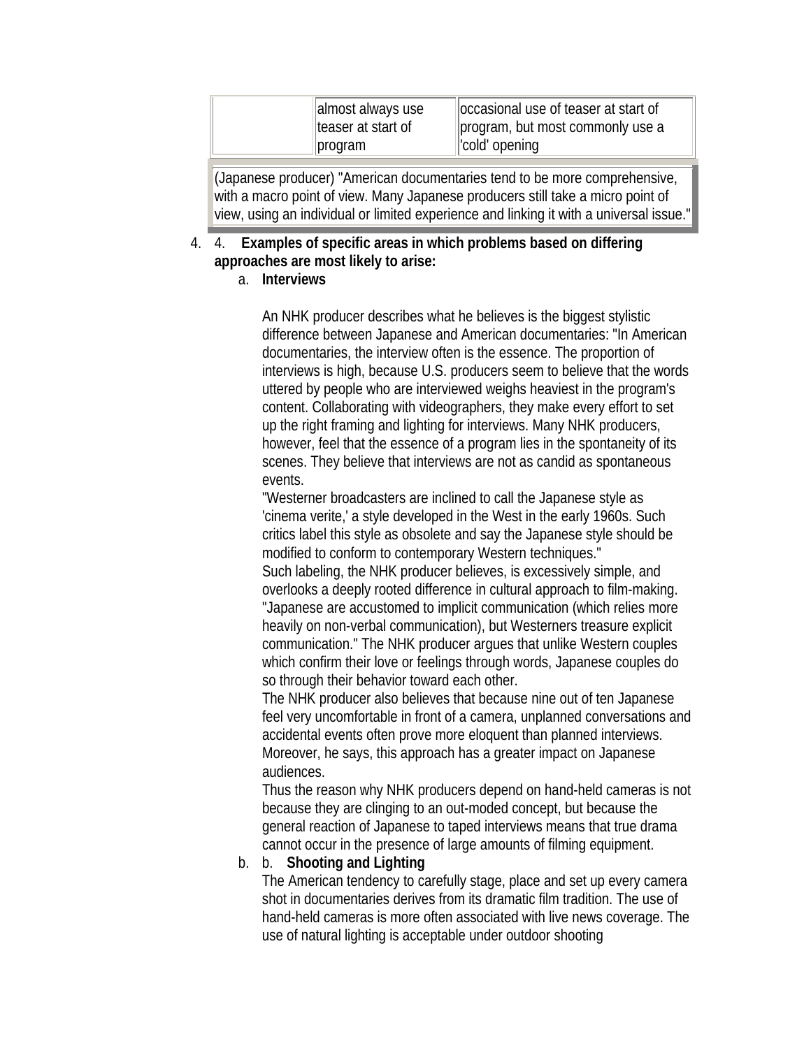| | | |
|---|---|---|
| | almost always use teaser at start of program | occasional use of teaser at start of program, but most commonly use a 'cold' opening |

(Japanese producer) "American documentaries tend to be more comprehensive, with a macro point of view. Many Japanese producers still take a micro point of view, using an individual or limited experience and linking it with a universal issue."

4. **Examples of specific areas in which problems based on differing approaches are most likely to arise:**

   a. **Interviews**

   An NHK producer describes what he believes is the biggest stylistic difference between Japanese and American documentaries: "In American documentaries, the interview often is the essence. The proportion of interviews is high, because U.S. producers seem to believe that the words uttered by people who are interviewed weighs heaviest in the program's content. Collaborating with videographers, they make every effort to set up the right framing and lighting for interviews. Many NHK producers, however, feel that the essence of a program lies in the spontaneity of its scenes. They believe that interviews are not as candid as spontaneous events.

   "Westerner broadcasters are inclined to call the Japanese style as 'cinema verite,' a style developed in the West in the early 1960s. Such critics label this style as obsolete and say the Japanese style should be modified to conform to contemporary Western techniques."

   Such labeling, the NHK producer believes, is excessively simple, and overlooks a deeply rooted difference in cultural approach to film-making. "Japanese are accustomed to implicit communication (which relies more heavily on non-verbal communication), but Westerners treasure explicit communication." The NHK producer argues that unlike Western couples which confirm their love or feelings through words, Japanese couples do so through their behavior toward each other.

   The NHK producer also believes that because nine out of ten Japanese feel very uncomfortable in front of a camera, unplanned conversations and accidental events often prove more eloquent than planned interviews. Moreover, he says, this approach has a greater impact on Japanese audiences.

   Thus the reason why NHK producers depend on hand-held cameras is not because they are clinging to an out-moded concept, but because the general reaction of Japanese to taped interviews means that true drama cannot occur in the presence of large amounts of filming equipment.

   b. **Shooting and Lighting**

   The American tendency to carefully stage, place and set up every camera shot in documentaries derives from its dramatic film tradition. The use of hand-held cameras is more often associated with live news coverage. The use of natural lighting is acceptable under outdoor shooting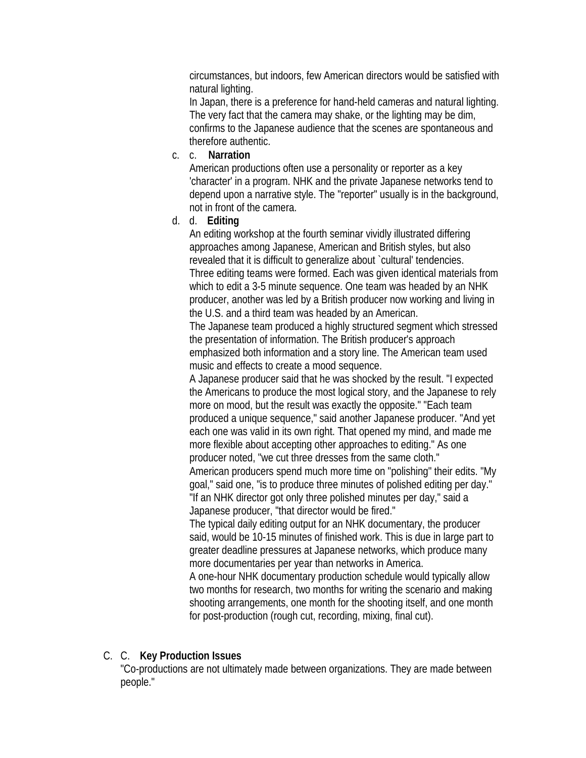circumstances, but indoors, few American directors would be satisfied with natural lighting.

In Japan, there is a preference for hand-held cameras and natural lighting. The very fact that the camera may shake, or the lighting may be dim, confirms to the Japanese audience that the scenes are spontaneous and therefore authentic.

c. **Narration**

American productions often use a personality or reporter as a key 'character' in a program. NHK and the private Japanese networks tend to depend upon a narrative style. The "reporter" usually is in the background, not in front of the camera.

d. **Editing**

An editing workshop at the fourth seminar vividly illustrated differing approaches among Japanese, American and British styles, but also revealed that it is difficult to generalize about `cultural' tendencies.

Three editing teams were formed. Each was given identical materials from which to edit a 3-5 minute sequence. One team was headed by an NHK producer, another was led by a British producer now working and living in the U.S. and a third team was headed by an American.

The Japanese team produced a highly structured segment which stressed the presentation of information. The British producer's approach emphasized both information and a story line. The American team used music and effects to create a mood sequence.

A Japanese producer said that he was shocked by the result. "I expected the Americans to produce the most logical story, and the Japanese to rely more on mood, but the result was exactly the opposite." "Each team produced a unique sequence," said another Japanese producer. "And yet each one was valid in its own right. That opened my mind, and made me more flexible about accepting other approaches to editing." As one producer noted, "we cut three dresses from the same cloth."

American producers spend much more time on "polishing" their edits. "My goal," said one, "is to produce three minutes of polished editing per day." "If an NHK director got only three polished minutes per day," said a Japanese producer, "that director would be fired."

The typical daily editing output for an NHK documentary, the producer said, would be 10-15 minutes of finished work. This is due in large part to greater deadline pressures at Japanese networks, which produce many more documentaries per year than networks in America.

A one-hour NHK documentary production schedule would typically allow two months for research, two months for writing the scenario and making shooting arrangements, one month for the shooting itself, and one month for post-production (rough cut, recording, mixing, final cut).

## C. Key Production Issues

"Co-productions are not ultimately made between organizations. They are made between people."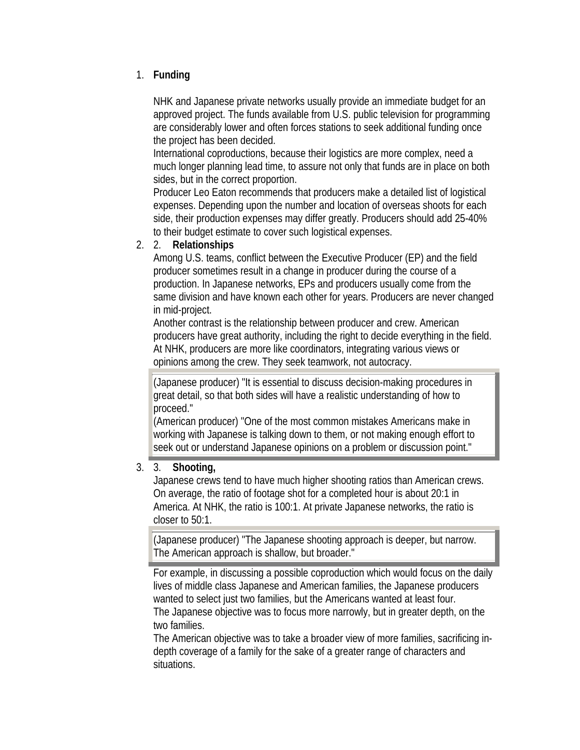1. **Funding**

   NHK and Japanese private networks usually provide an immediate budget for an approved project. The funds available from U.S. public television for programming are considerably lower and often forces stations to seek additional funding once the project has been decided.

   International coproductions, because their logistics are more complex, need a much longer planning lead time, to assure not only that funds are in place on both sides, but in the correct proportion.

   Producer Leo Eaton recommends that producers make a detailed list of logistical expenses. Depending upon the number and location of overseas shoots for each side, their production expenses may differ greatly. Producers should add 25-40% to their budget estimate to cover such logistical expenses.

2. 2. **Relationships**

   Among U.S. teams, conflict between the Executive Producer (EP) and the field producer sometimes result in a change in producer during the course of a production. In Japanese networks, EPs and producers usually come from the same division and have known each other for years. Producers are never changed in mid-project.

   Another contrast is the relationship between producer and crew. American producers have great authority, including the right to decide everything in the field. At NHK, producers are more like coordinators, integrating various views or opinions among the crew. They seek teamwork, not autocracy.

   > (Japanese producer) "It is essential to discuss decision-making procedures in great detail, so that both sides will have a realistic understanding of how to proceed."
   > (American producer) "One of the most common mistakes Americans make in working with Japanese is talking down to them, or not making enough effort to seek out or understand Japanese opinions on a problem or discussion point."

3. 3. **Shooting,**

   Japanese crews tend to have much higher shooting ratios than American crews. On average, the ratio of footage shot for a completed hour is about 20:1 in America. At NHK, the ratio is 100:1. At private Japanese networks, the ratio is closer to 50:1.

   > (Japanese producer) "The Japanese shooting approach is deeper, but narrow. The American approach is shallow, but broader."

   For example, in discussing a possible coproduction which would focus on the daily lives of middle class Japanese and American families, the Japanese producers wanted to select just two families, but the Americans wanted at least four.

   The Japanese objective was to focus more narrowly, but in greater depth, on the two families.

   The American objective was to take a broader view of more families, sacrificing in-depth coverage of a family for the sake of a greater range of characters and situations.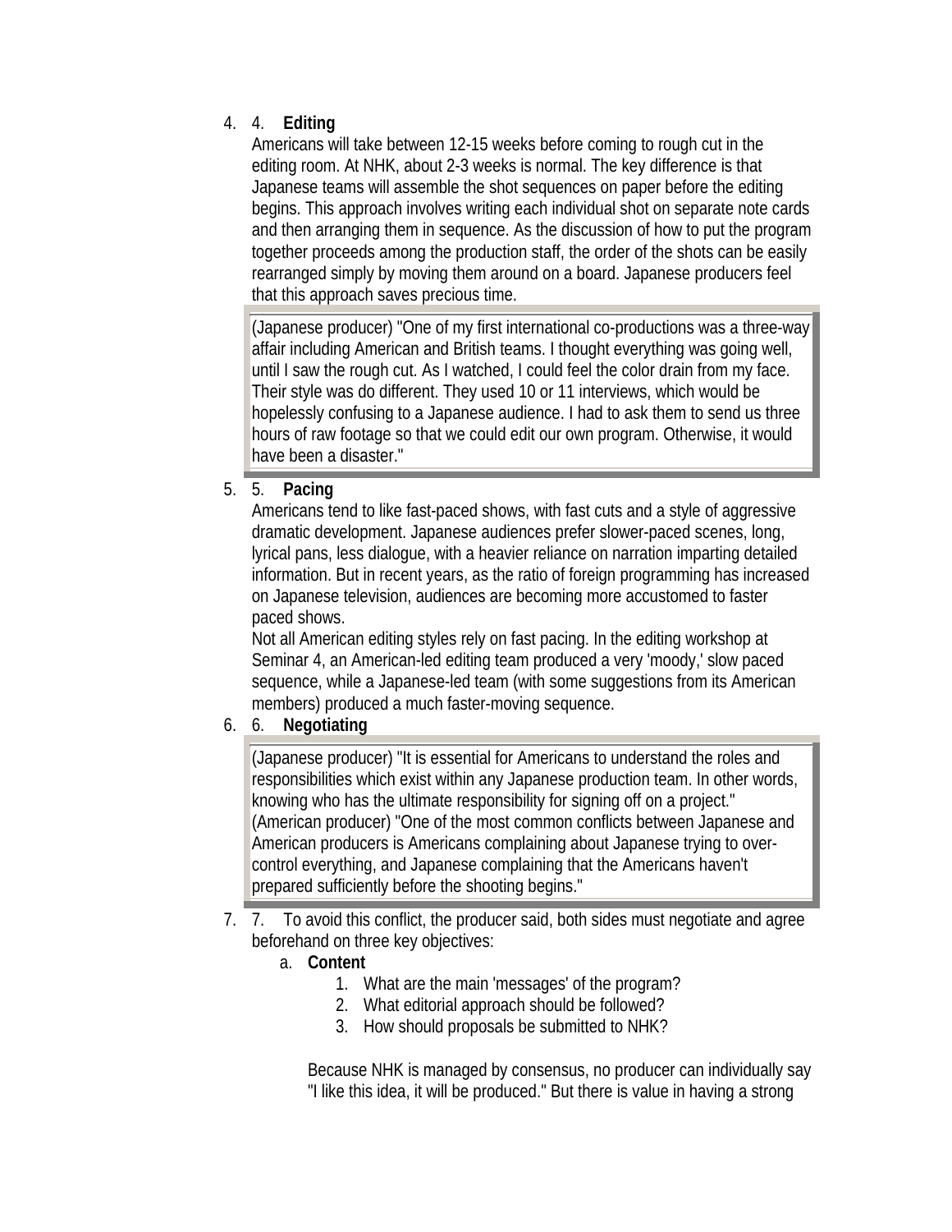4. 4. **Editing**

   Americans will take between 12-15 weeks before coming to rough cut in the editing room. At NHK, about 2-3 weeks is normal. The key difference is that Japanese teams will assemble the shot sequences on paper before the editing begins. This approach involves writing each individual shot on separate note cards and then arranging them in sequence. As the discussion of how to put the program together proceeds among the production staff, the order of the shots can be easily rearranged simply by moving them around on a board. Japanese producers feel that this approach saves precious time.

   > (Japanese producer) "One of my first international co-productions was a three-way affair including American and British teams. I thought everything was going well, until I saw the rough cut. As I watched, I could feel the color drain from my face. Their style was do different. They used 10 or 11 interviews, which would be hopelessly confusing to a Japanese audience. I had to ask them to send us three hours of raw footage so that we could edit our own program. Otherwise, it would have been a disaster."

5. 5. **Pacing**

   Americans tend to like fast-paced shows, with fast cuts and a style of aggressive dramatic development. Japanese audiences prefer slower-paced scenes, long, lyrical pans, less dialogue, with a heavier reliance on narration imparting detailed information. But in recent years, as the ratio of foreign programming has increased on Japanese television, audiences are becoming more accustomed to faster paced shows.

   Not all American editing styles rely on fast pacing. In the editing workshop at Seminar 4, an American-led editing team produced a very 'moody,' slow paced sequence, while a Japanese-led team (with some suggestions from its American members) produced a much faster-moving sequence.

6. 6. **Negotiating**

   > (Japanese producer) "It is essential for Americans to understand the roles and responsibilities which exist within any Japanese production team. In other words, knowing who has the ultimate responsibility for signing off on a project."
   > (American producer) "One of the most common conflicts between Japanese and American producers is Americans complaining about Japanese trying to over-control everything, and Japanese complaining that the Americans haven't prepared sufficiently before the shooting begins."

7. 7. To avoid this conflict, the producer said, both sides must negotiate and agree beforehand on three key objectives:
   a. **Content**
      1. What are the main 'messages' of the program?
      2. What editorial approach should be followed?
      3. How should proposals be submitted to NHK?

      Because NHK is managed by consensus, no producer can individually say "I like this idea, it will be produced." But there is value in having a strong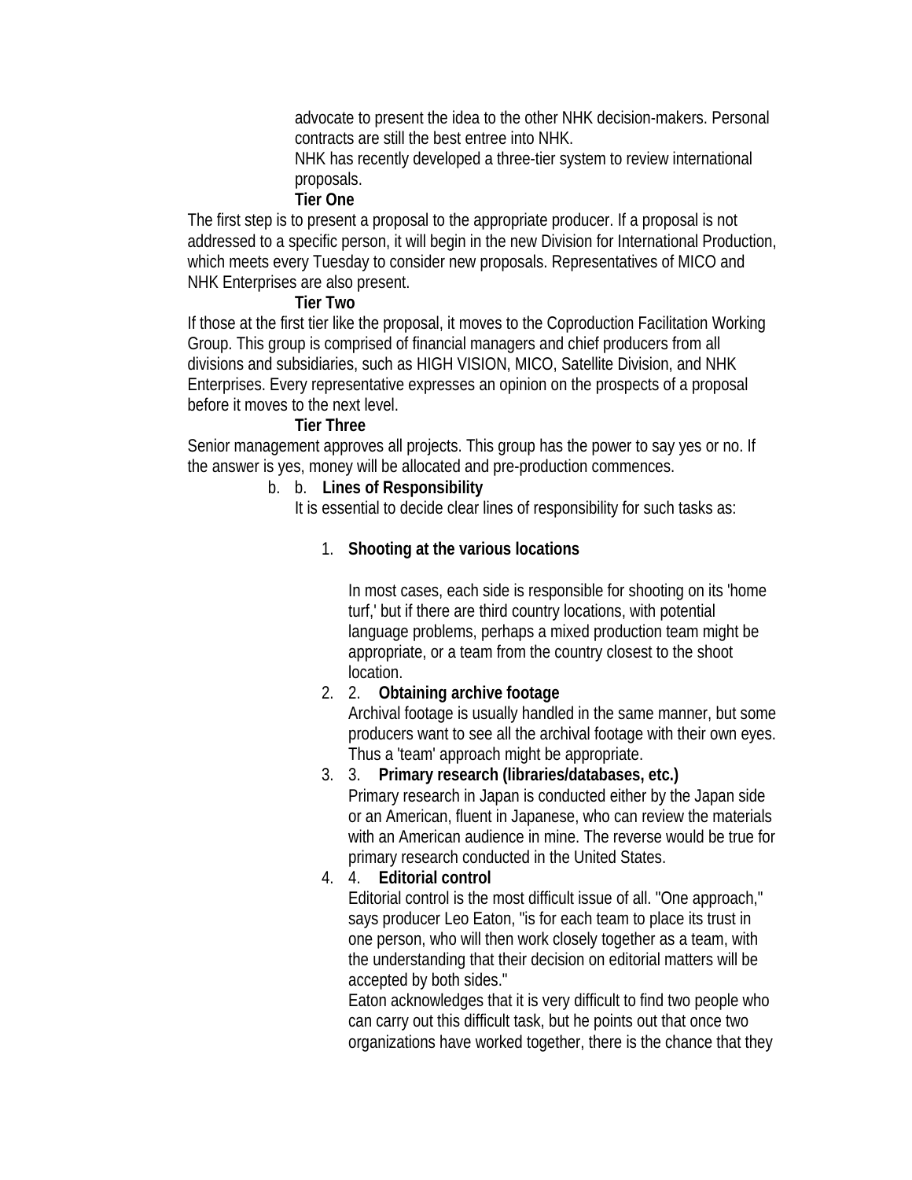advocate to present the idea to the other NHK decision-makers. Personal contracts are still the best entree into NHK.

NHK has recently developed a three-tier system to review international proposals.

**Tier One**

The first step is to present a proposal to the appropriate producer. If a proposal is not addressed to a specific person, it will begin in the new Division for International Production, which meets every Tuesday to consider new proposals. Representatives of MICO and NHK Enterprises are also present.

**Tier Two**

If those at the first tier like the proposal, it moves to the Coproduction Facilitation Working Group. This group is comprised of financial managers and chief producers from all divisions and subsidiaries, such as HIGH VISION, MICO, Satellite Division, and NHK Enterprises. Every representative expresses an opinion on the prospects of a proposal before it moves to the next level.

**Tier Three**

Senior management approves all projects. This group has the power to say yes or no. If the answer is yes, money will be allocated and pre-production commences.

b. b. **Lines of Responsibility**

It is essential to decide clear lines of responsibility for such tasks as:

1. **Shooting at the various locations**

   In most cases, each side is responsible for shooting on its 'home turf,' but if there are third country locations, with potential language problems, perhaps a mixed production team might be appropriate, or a team from the country closest to the shoot location.

2. 2. **Obtaining archive footage**

   Archival footage is usually handled in the same manner, but some producers want to see all the archival footage with their own eyes. Thus a 'team' approach might be appropriate.

3. 3. **Primary research (libraries/databases, etc.)**

   Primary research in Japan is conducted either by the Japan side or an American, fluent in Japanese, who can review the materials with an American audience in mine. The reverse would be true for primary research conducted in the United States.

4. 4. **Editorial control**

   Editorial control is the most difficult issue of all. "One approach," says producer Leo Eaton, "is for each team to place its trust in one person, who will then work closely together as a team, with the understanding that their decision on editorial matters will be accepted by both sides."

   Eaton acknowledges that it is very difficult to find two people who can carry out this difficult task, but he points out that once two organizations have worked together, there is the chance that they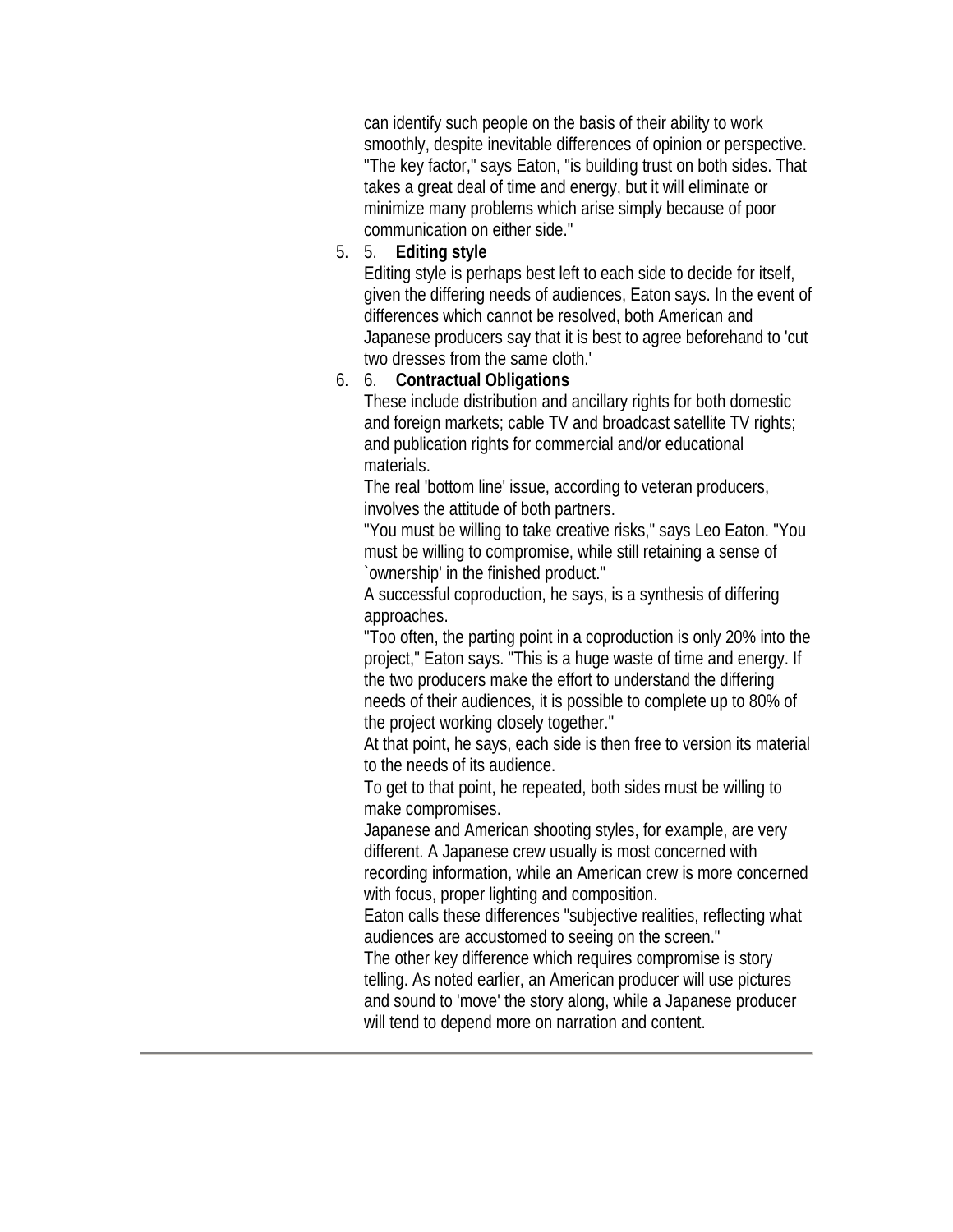can identify such people on the basis of their ability to work smoothly, despite inevitable differences of opinion or perspective. "The key factor," says Eaton, "is building trust on both sides. That takes a great deal of time and energy, but it will eliminate or minimize many problems which arise simply because of poor communication on either side."

5. 5. **Editing style**
   Editing style is perhaps best left to each side to decide for itself, given the differing needs of audiences, Eaton says. In the event of differences which cannot be resolved, both American and Japanese producers say that it is best to agree beforehand to 'cut two dresses from the same cloth.'
6. 6. **Contractual Obligations**
   These include distribution and ancillary rights for both domestic and foreign markets; cable TV and broadcast satellite TV rights; and publication rights for commercial and/or educational materials.
   The real 'bottom line' issue, according to veteran producers, involves the attitude of both partners.
   "You must be willing to take creative risks," says Leo Eaton. "You must be willing to compromise, while still retaining a sense of `ownership' in the finished product."
   A successful coproduction, he says, is a synthesis of differing approaches.
   "Too often, the parting point in a coproduction is only 20% into the project," Eaton says. "This is a huge waste of time and energy. If the two producers make the effort to understand the differing needs of their audiences, it is possible to complete up to 80% of the project working closely together."
   At that point, he says, each side is then free to version its material to the needs of its audience.
   To get to that point, he repeated, both sides must be willing to make compromises.
   Japanese and American shooting styles, for example, are very different. A Japanese crew usually is most concerned with recording information, while an American crew is more concerned with focus, proper lighting and composition.
   Eaton calls these differences "subjective realities, reflecting what audiences are accustomed to seeing on the screen."
   The other key difference which requires compromise is story telling. As noted earlier, an American producer will use pictures and sound to 'move' the story along, while a Japanese producer will tend to depend more on narration and content.

---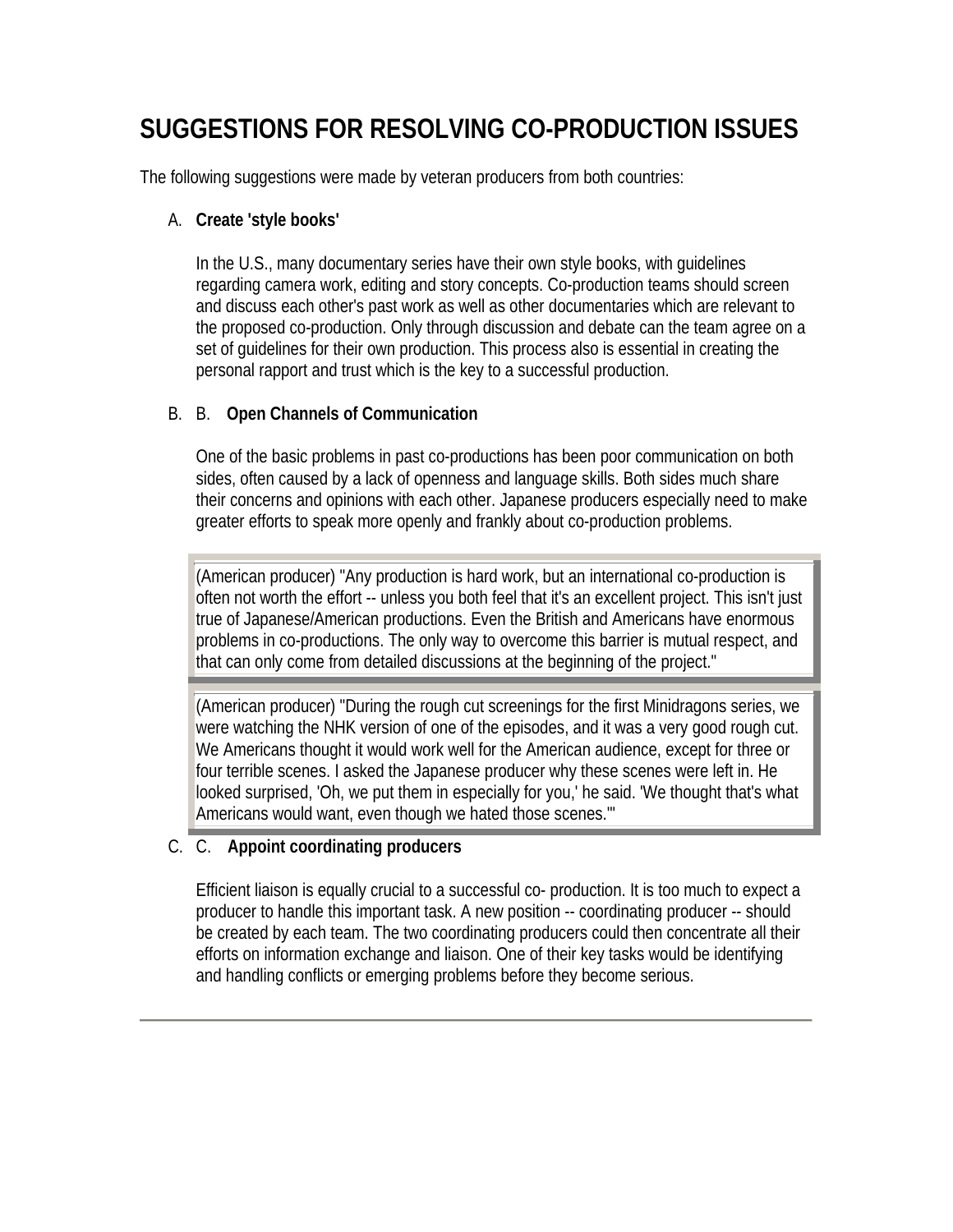# SUGGESTIONS FOR RESOLVING CO-PRODUCTION ISSUES

The following suggestions were made by veteran producers from both countries:

A. **Create 'style books'**

   In the U.S., many documentary series have their own style books, with guidelines regarding camera work, editing and story concepts. Co-production teams should screen and discuss each other's past work as well as other documentaries which are relevant to the proposed co-production. Only through discussion and debate can the team agree on a set of guidelines for their own production. This process also is essential in creating the personal rapport and trust which is the key to a successful production.

B. B. **Open Channels of Communication**

   One of the basic problems in past co-productions has been poor communication on both sides, often caused by a lack of openness and language skills. Both sides much share their concerns and opinions with each other. Japanese producers especially need to make greater efforts to speak more openly and frankly about co-production problems.

   > (American producer) "Any production is hard work, but an international co-production is often not worth the effort -- unless you both feel that it's an excellent project. This isn't just true of Japanese/American productions. Even the British and Americans have enormous problems in co-productions. The only way to overcome this barrier is mutual respect, and that can only come from detailed discussions at the beginning of the project."

   > (American producer) "During the rough cut screenings for the first Minidragons series, we were watching the NHK version of one of the episodes, and it was a very good rough cut. We Americans thought it would work well for the American audience, except for three or four terrible scenes. I asked the Japanese producer why these scenes were left in. He looked surprised, 'Oh, we put them in especially for you,' he said. 'We thought that's what Americans would want, even though we hated those scenes.'"

C. C. **Appoint coordinating producers**

   Efficient liaison is equally crucial to a successful co- production. It is too much to expect a producer to handle this important task. A new position -- coordinating producer -- should be created by each team. The two coordinating producers could then concentrate all their efforts on information exchange and liaison. One of their key tasks would be identifying and handling conflicts or emerging problems before they become serious.

---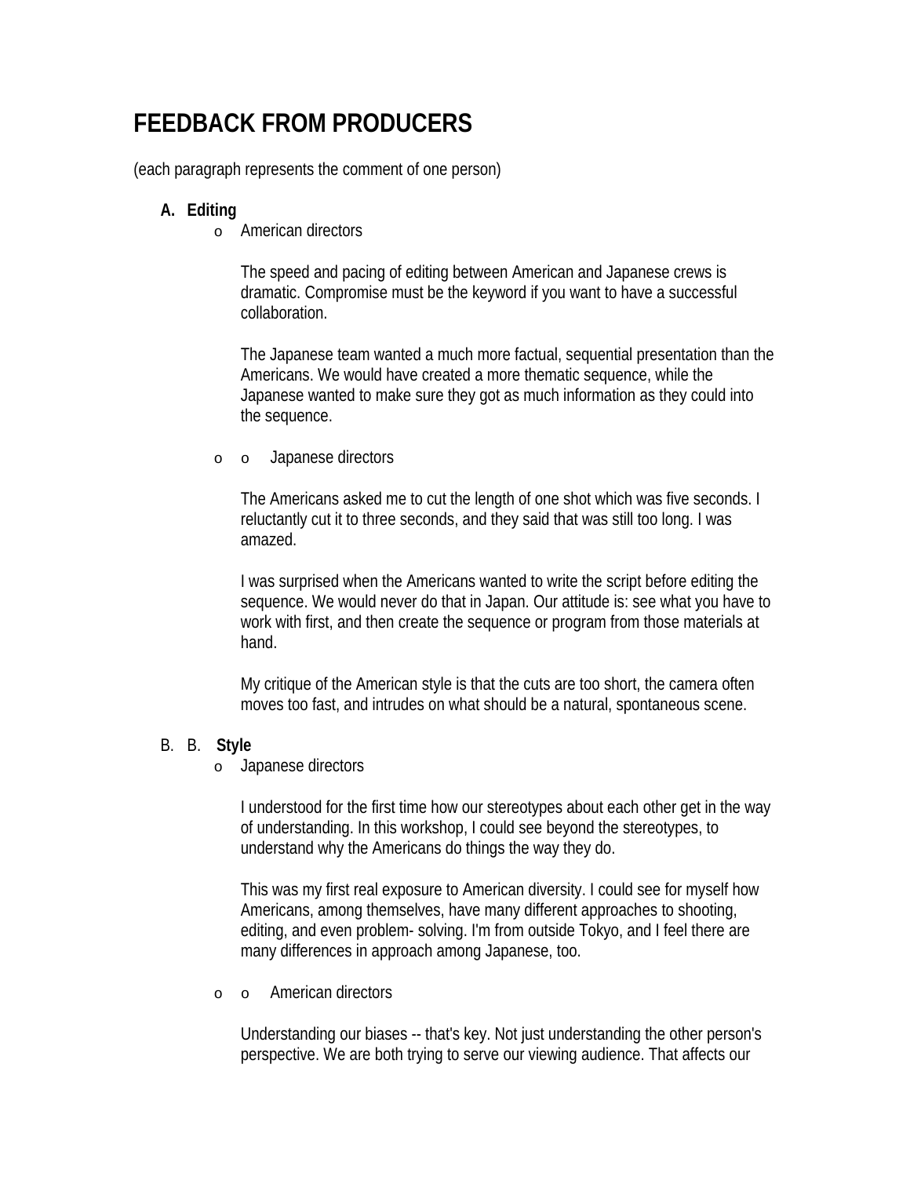# FEEDBACK FROM PRODUCERS

(each paragraph represents the comment of one person)

**A. Editing**

- American directors

  The speed and pacing of editing between American and Japanese crews is dramatic. Compromise must be the keyword if you want to have a successful collaboration.

  The Japanese team wanted a much more factual, sequential presentation than the Americans. We would have created a more thematic sequence, while the Japanese wanted to make sure they got as much information as they could into the sequence.

- Japanese directors

  The Americans asked me to cut the length of one shot which was five seconds. I reluctantly cut it to three seconds, and they said that was still too long. I was amazed.

  I was surprised when the Americans wanted to write the script before editing the sequence. We would never do that in Japan. Our attitude is: see what you have to work with first, and then create the sequence or program from those materials at hand.

  My critique of the American style is that the cuts are too short, the camera often moves too fast, and intrudes on what should be a natural, spontaneous scene.

**B. Style**

- Japanese directors

  I understood for the first time how our stereotypes about each other get in the way of understanding. In this workshop, I could see beyond the stereotypes, to understand why the Americans do things the way they do.

  This was my first real exposure to American diversity. I could see for myself how Americans, among themselves, have many different approaches to shooting, editing, and even problem- solving. I'm from outside Tokyo, and I feel there are many differences in approach among Japanese, too.

- American directors

  Understanding our biases -- that's key. Not just understanding the other person's perspective. We are both trying to serve our viewing audience. That affects our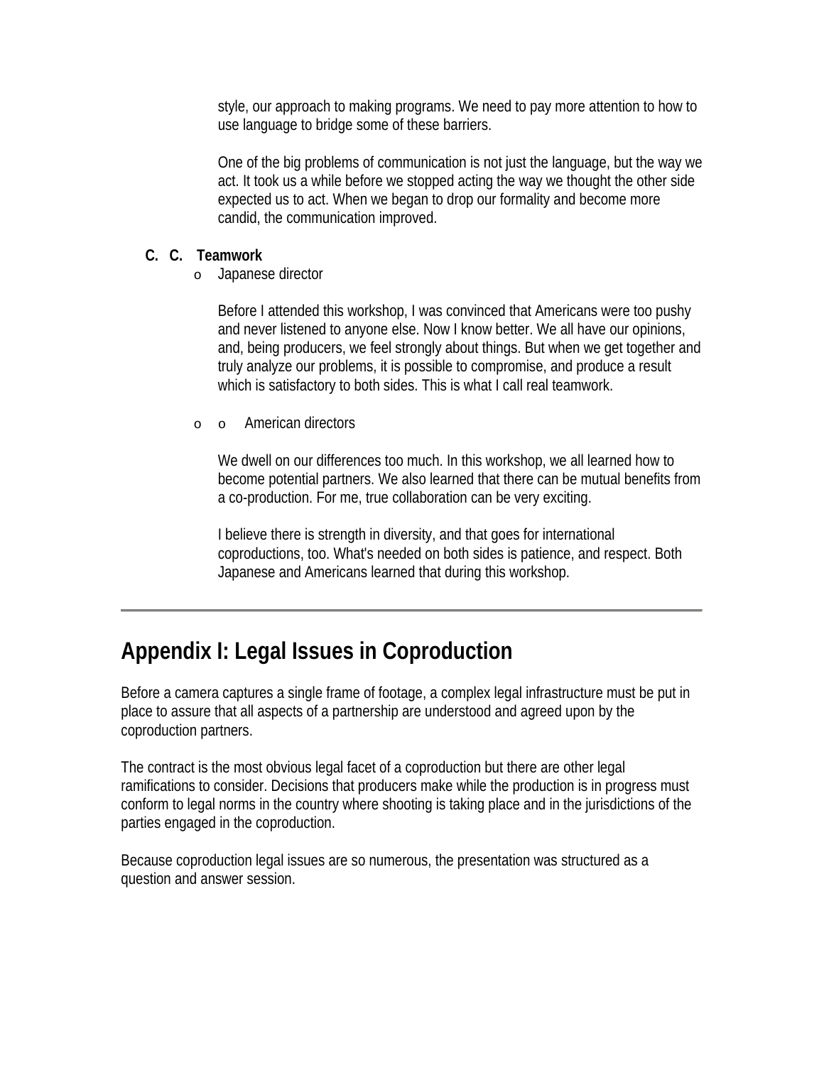style, our approach to making programs. We need to pay more attention to how to use language to bridge some of these barriers.

One of the big problems of communication is not just the language, but the way we act. It took us a while before we stopped acting the way we thought the other side expected us to act. When we began to drop our formality and become more candid, the communication improved.

**C. C. Teamwork**

- Japanese director

  Before I attended this workshop, I was convinced that Americans were too pushy and never listened to anyone else. Now I know better. We all have our opinions, and, being producers, we feel strongly about things. But when we get together and truly analyze our problems, it is possible to compromise, and produce a result which is satisfactory to both sides. This is what I call real teamwork.

- o American directors

  We dwell on our differences too much. In this workshop, we all learned how to become potential partners. We also learned that there can be mutual benefits from a co-production. For me, true collaboration can be very exciting.

  I believe there is strength in diversity, and that goes for international coproductions, too. What's needed on both sides is patience, and respect. Both Japanese and Americans learned that during this workshop.

---

## Appendix I: Legal Issues in Coproduction

Before a camera captures a single frame of footage, a complex legal infrastructure must be put in place to assure that all aspects of a partnership are understood and agreed upon by the coproduction partners.

The contract is the most obvious legal facet of a coproduction but there are other legal ramifications to consider. Decisions that producers make while the production is in progress must conform to legal norms in the country where shooting is taking place and in the jurisdictions of the parties engaged in the coproduction.

Because coproduction legal issues are so numerous, the presentation was structured as a question and answer session.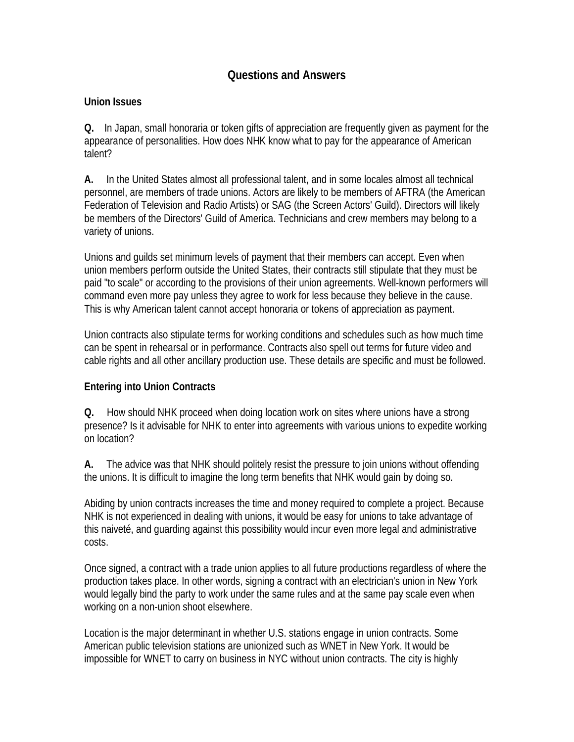# Questions and Answers

## Union Issues

**Q.** In Japan, small honoraria or token gifts of appreciation are frequently given as payment for the appearance of personalities. How does NHK know what to pay for the appearance of American talent?

**A.** In the United States almost all professional talent, and in some locales almost all technical personnel, are members of trade unions. Actors are likely to be members of AFTRA (the American Federation of Television and Radio Artists) or SAG (the Screen Actors' Guild). Directors will likely be members of the Directors' Guild of America. Technicians and crew members may belong to a variety of unions.

Unions and guilds set minimum levels of payment that their members can accept. Even when union members perform outside the United States, their contracts still stipulate that they must be paid "to scale" or according to the provisions of their union agreements. Well-known performers will command even more pay unless they agree to work for less because they believe in the cause. This is why American talent cannot accept honoraria or tokens of appreciation as payment.

Union contracts also stipulate terms for working conditions and schedules such as how much time can be spent in rehearsal or in performance. Contracts also spell out terms for future video and cable rights and all other ancillary production use. These details are specific and must be followed.

## Entering into Union Contracts

**Q.** How should NHK proceed when doing location work on sites where unions have a strong presence? Is it advisable for NHK to enter into agreements with various unions to expedite working on location?

**A.** The advice was that NHK should politely resist the pressure to join unions without offending the unions. It is difficult to imagine the long term benefits that NHK would gain by doing so.

Abiding by union contracts increases the time and money required to complete a project. Because NHK is not experienced in dealing with unions, it would be easy for unions to take advantage of this naiveté, and guarding against this possibility would incur even more legal and administrative costs.

Once signed, a contract with a trade union applies to all future productions regardless of where the production takes place. In other words, signing a contract with an electrician's union in New York would legally bind the party to work under the same rules and at the same pay scale even when working on a non-union shoot elsewhere.

Location is the major determinant in whether U.S. stations engage in union contracts. Some American public television stations are unionized such as WNET in New York. It would be impossible for WNET to carry on business in NYC without union contracts. The city is highly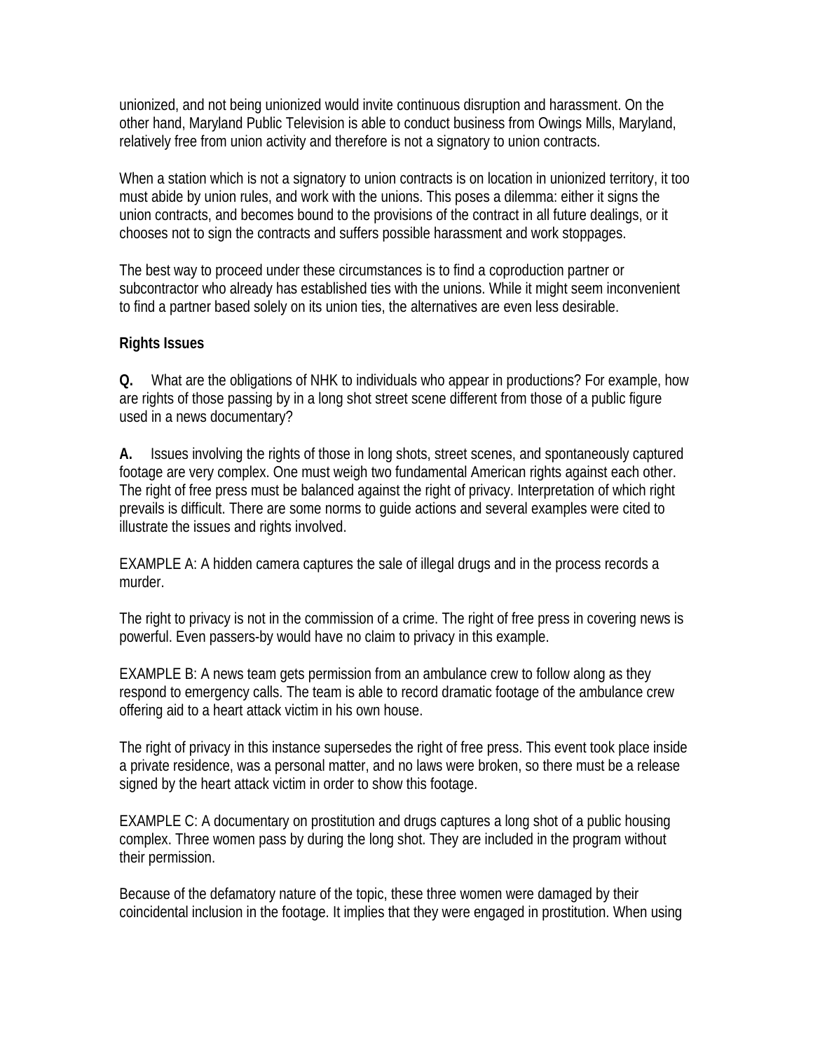unionized, and not being unionized would invite continuous disruption and harassment. On the other hand, Maryland Public Television is able to conduct business from Owings Mills, Maryland, relatively free from union activity and therefore is not a signatory to union contracts.

When a station which is not a signatory to union contracts is on location in unionized territory, it too must abide by union rules, and work with the unions. This poses a dilemma: either it signs the union contracts, and becomes bound to the provisions of the contract in all future dealings, or it chooses not to sign the contracts and suffers possible harassment and work stoppages.

The best way to proceed under these circumstances is to find a coproduction partner or subcontractor who already has established ties with the unions. While it might seem inconvenient to find a partner based solely on its union ties, the alternatives are even less desirable.

**Rights Issues**

**Q.** What are the obligations of NHK to individuals who appear in productions? For example, how are rights of those passing by in a long shot street scene different from those of a public figure used in a news documentary?

**A.** Issues involving the rights of those in long shots, street scenes, and spontaneously captured footage are very complex. One must weigh two fundamental American rights against each other. The right of free press must be balanced against the right of privacy. Interpretation of which right prevails is difficult. There are some norms to guide actions and several examples were cited to illustrate the issues and rights involved.

EXAMPLE A: A hidden camera captures the sale of illegal drugs and in the process records a murder.

The right to privacy is not in the commission of a crime. The right of free press in covering news is powerful. Even passers-by would have no claim to privacy in this example.

EXAMPLE B: A news team gets permission from an ambulance crew to follow along as they respond to emergency calls. The team is able to record dramatic footage of the ambulance crew offering aid to a heart attack victim in his own house.

The right of privacy in this instance supersedes the right of free press. This event took place inside a private residence, was a personal matter, and no laws were broken, so there must be a release signed by the heart attack victim in order to show this footage.

EXAMPLE C: A documentary on prostitution and drugs captures a long shot of a public housing complex. Three women pass by during the long shot. They are included in the program without their permission.

Because of the defamatory nature of the topic, these three women were damaged by their coincidental inclusion in the footage. It implies that they were engaged in prostitution. When using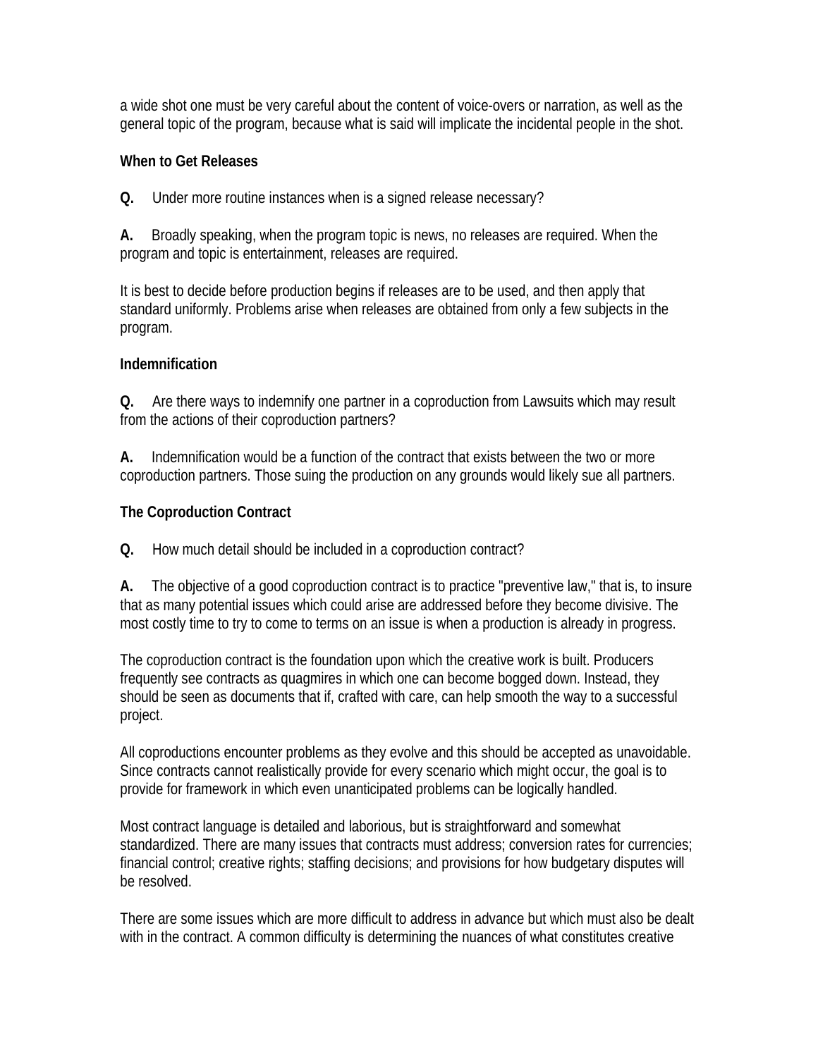a wide shot one must be very careful about the content of voice-overs or narration, as well as the general topic of the program, because what is said will implicate the incidental people in the shot.

### When to Get Releases

**Q.** Under more routine instances when is a signed release necessary?

**A.** Broadly speaking, when the program topic is news, no releases are required. When the program and topic is entertainment, releases are required.

It is best to decide before production begins if releases are to be used, and then apply that standard uniformly. Problems arise when releases are obtained from only a few subjects in the program.

### Indemnification

**Q.** Are there ways to indemnify one partner in a coproduction from Lawsuits which may result from the actions of their coproduction partners?

**A.** Indemnification would be a function of the contract that exists between the two or more coproduction partners. Those suing the production on any grounds would likely sue all partners.

### The Coproduction Contract

**Q.** How much detail should be included in a coproduction contract?

**A.** The objective of a good coproduction contract is to practice "preventive law," that is, to insure that as many potential issues which could arise are addressed before they become divisive. The most costly time to try to come to terms on an issue is when a production is already in progress.

The coproduction contract is the foundation upon which the creative work is built. Producers frequently see contracts as quagmires in which one can become bogged down. Instead, they should be seen as documents that if, crafted with care, can help smooth the way to a successful project.

All coproductions encounter problems as they evolve and this should be accepted as unavoidable. Since contracts cannot realistically provide for every scenario which might occur, the goal is to provide for framework in which even unanticipated problems can be logically handled.

Most contract language is detailed and laborious, but is straightforward and somewhat standardized. There are many issues that contracts must address; conversion rates for currencies; financial control; creative rights; staffing decisions; and provisions for how budgetary disputes will be resolved.

There are some issues which are more difficult to address in advance but which must also be dealt with in the contract. A common difficulty is determining the nuances of what constitutes creative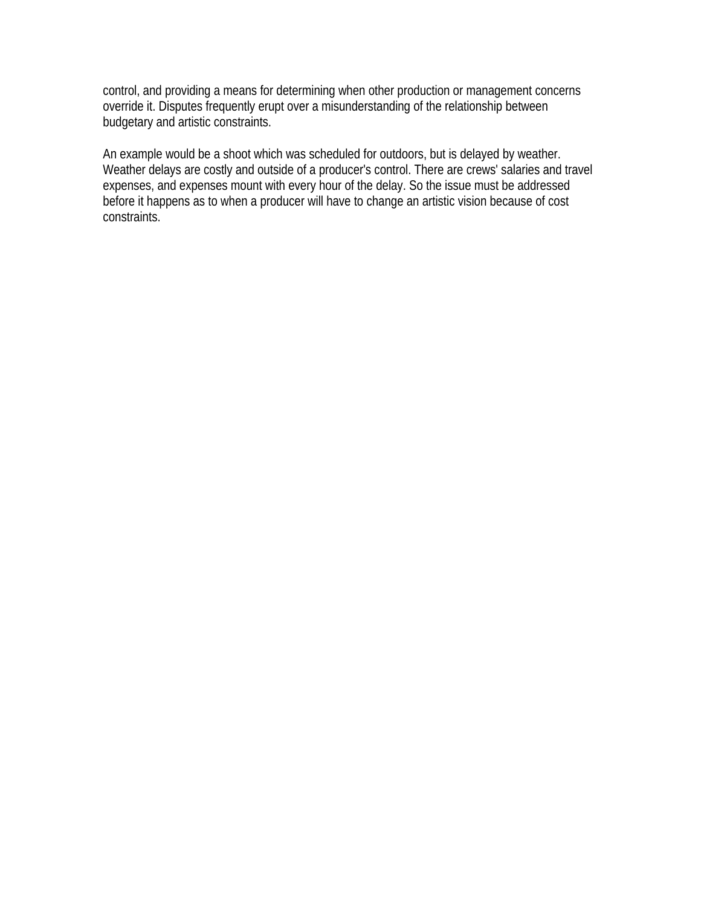control, and providing a means for determining when other production or management concerns override it. Disputes frequently erupt over a misunderstanding of the relationship between budgetary and artistic constraints.

An example would be a shoot which was scheduled for outdoors, but is delayed by weather. Weather delays are costly and outside of a producer's control. There are crews' salaries and travel expenses, and expenses mount with every hour of the delay. So the issue must be addressed before it happens as to when a producer will have to change an artistic vision because of cost constraints.